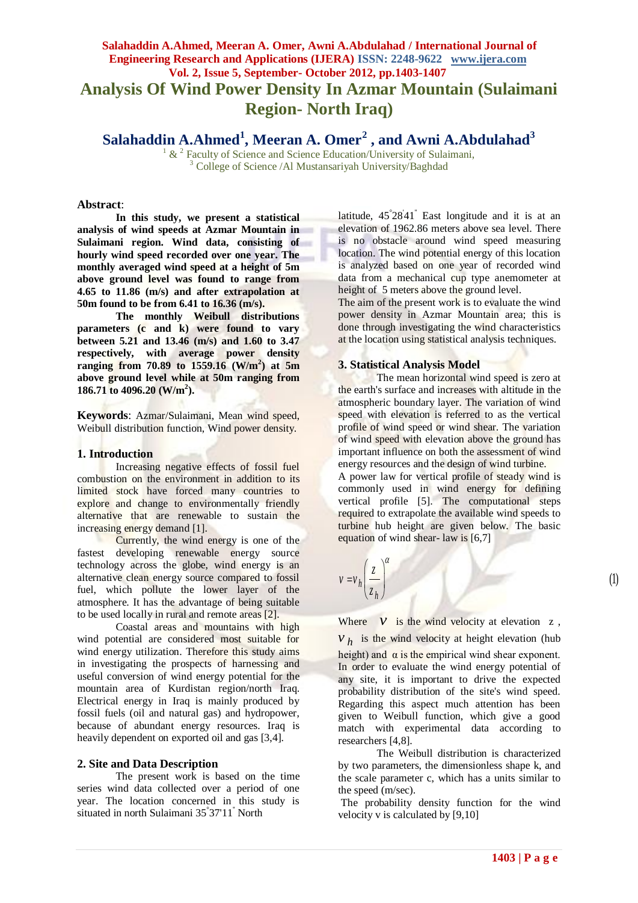# Analysis Of Wind Power Density In Azmar Mountain (Sulaimani Region- North Iraq)

**Salahaddin A.Ahmed[1], Meeran A. Omer[2] , and Awni A.Abdulahad[3]**

[1] & [2] Faculty of Science and Science Education/University of Sulaimani,
[3] College of Science /Al Mustansariyah University/Baghdad

**Abstract**:

**In this study, we present a statistical analysis of wind speeds at Azmar Mountain in Sulaimani region. Wind data, consisting of hourly wind speed recorded over one year. The monthly averaged wind speed at a height of 5m above ground level was found to range from 4.65 to 11.86 (m/s) and after extrapolation at 50m found to be from 6.41 to 16.36 (m/s).**

**The monthly Weibull distributions parameters (c and k) were found to vary between 5.21 and 13.46 (m/s) and 1.60 to 3.47 respectively, with average power density ranging from 70.89 to 1559.16 ($W/m^2$) at 5m above ground level while at 50m ranging from 186.71 to 4096.20 ($W/m^2$).**

**Keywords**: Azmar/Sulaimani, Mean wind speed, Weibull distribution function, Wind power density.

## 1. Introduction

Increasing negative effects of fossil fuel combustion on the environment in addition to its limited stock have forced many countries to explore and change to environmentally friendly alternative that are renewable to sustain the increasing energy demand [1].

Currently, the wind energy is one of the fastest developing renewable energy source technology across the globe, wind energy is an alternative clean energy source compared to fossil fuel, which pollute the lower layer of the atmosphere. It has the advantage of being suitable to be used locally in rural and remote areas [2].

Coastal areas and mountains with high wind potential are considered most suitable for wind energy utilization. Therefore this study aims in investigating the prospects of harnessing and useful conversion of wind energy potential for the mountain area of Kurdistan region/north Iraq. Electrical energy in Iraq is mainly produced by fossil fuels (oil and natural gas) and hydropower, because of abundant energy resources. Iraq is heavily dependent on exported oil and gas [3,4].

## 2. Site and Data Description

The present work is based on the time series wind data collected over a period of one year. The location concerned in this study is situated in north Sulaimani 35°37'11" North latitude, 45°28'41" East longitude and it is at an elevation of 1962.86 meters above sea level. There is no obstacle around wind speed measuring location. The wind potential energy of this location is analyzed based on one year of recorded wind data from a mechanical cup type anemometer at height of 5 meters above the ground level.

The aim of the present work is to evaluate the wind power density in Azmar Mountain area; this is done through investigating the wind characteristics at the location using statistical analysis techniques.

## 3. Statistical Analysis Model

The mean horizontal wind speed is zero at the earth's surface and increases with altitude in the atmospheric boundary layer. The variation of wind speed with elevation is referred to as the vertical profile of wind speed or wind shear. The variation of wind speed with elevation above the ground has important influence on both the assessment of wind energy resources and the design of wind turbine.

A power law for vertical profile of steady wind is commonly used in wind energy for defining vertical profile [5]. The computational steps required to extrapolate the available wind speeds to turbine hub height are given below. The basic equation of wind shear- law is [6,7]

$$v = v_h \left( \frac{z}{z_h} \right)^{\alpha} \tag{1}$$

Where $v$ is the wind velocity at elevation $z$, $v_h$ is the wind velocity at height elevation (hub height) and $\alpha$ is the empirical wind shear exponent.

In order to evaluate the wind energy potential of any site, it is important to drive the expected probability distribution of the site's wind speed. Regarding this aspect much attention has been given to Weibull function, which give a good match with experimental data according to researchers [4,8].

The Weibull distribution is characterized by two parameters, the dimensionless shape k, and the scale parameter c, which has a units similar to the speed (m/sec).

The probability density function for the wind velocity v is calculated by [9,10]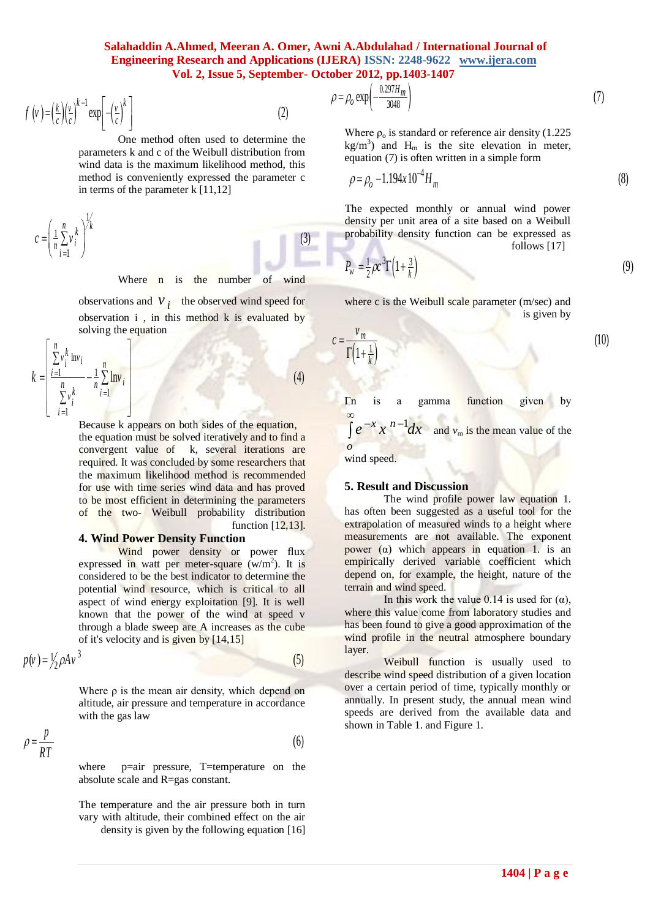$$f(v) = \left(\frac{k}{c}\right)\left(\frac{v}{c}\right)^{k-1} \exp\left[-\left(\frac{v}{c}\right)^{k}\right] \quad (2)$$

One method often used to determine the parameters k and c of the Weibull distribution from wind data is the maximum likelihood method, this method is conveniently expressed the parameter c in terms of the parameter k [11,12]

$$c = \left(\frac{1}{n}\sum_{i=1}^{n} v_i^{k}\right)^{1/k} \quad (3)$$

Where n is the number of wind observations and $v_i$ the observed wind speed for observation i , in this method k is evaluated by solving the equation

$$k = \left[\frac{\sum_{i=1}^{n} v_i^{k} \ln v_i}{\sum_{i=1}^{n} v_i^{k}} - \frac{1}{n}\sum_{i=1}^{n} \ln v_i\right] \quad (4)$$

Because k appears on both sides of the equation, the equation must be solved iteratively and to find a convergent value of k, several iterations are required. It was concluded by some researchers that the maximum likelihood method is recommended for use with time series wind data and has proved to be most efficient in determining the parameters of the two- Weibull probability distribution function [12,13].

## 4. Wind Power Density Function

Wind power density or power flux expressed in watt per meter-square ($w/m^2$). It is considered to be the best indicator to determine the potential wind resource, which is critical to all aspect of wind energy exploitation [9]. It is well known that the power of the wind at speed v through a blade sweep are A increases as the cube of it's velocity and is given by [14,15]

$$p(v) = \frac{1}{2}\rho A v^{3} \quad (5)$$

Where ρ is the mean air density, which depend on altitude, air pressure and temperature in accordance with the gas law

$$\rho = \frac{p}{RT} \quad (6)$$

where p=air pressure, T=temperature on the absolute scale and R=gas constant.

The temperature and the air pressure both in turn vary with altitude, their combined effect on the air density is given by the following equation [16]

$$\rho = \rho_o \exp\left(-\frac{0.297 H_m}{3048}\right) \quad (7)$$

Where $\rho_o$ is standard or reference air density (1.225 $kg/m^3$) and $H_m$ is the site elevation in meter, equation (7) is often written in a simple form

$$\rho = \rho_o - 1.194 x 10^{-4} H_m \quad (8)$$

The expected monthly or annual wind power density per unit area of a site based on a Weibull probability density function can be expressed as follows [17]

$$P_w = \frac{1}{2}\rho c^{3}\Gamma\left(1+\frac{3}{k}\right) \quad (9)$$

where c is the Weibull scale parameter (m/sec) and is given by

$$c = \frac{v_m}{\Gamma\left(1+\frac{1}{k}\right)} \quad (10)$$

Γn is a gamma function given by $\int_{o}^{\infty} e^{-x} x^{n-1} dx$ and $v_m$ is the mean value of the wind speed.

## 5. Result and Discussion

The wind profile power law equation 1. has often been suggested as a useful tool for the extrapolation of measured winds to a height where measurements are not available. The exponent power (α) which appears in equation 1. is an empirically derived variable coefficient which depend on, for example, the height, nature of the terrain and wind speed.

In this work the value 0.14 is used for (α), where this value come from laboratory studies and has been found to give a good approximation of the wind profile in the neutral atmosphere boundary layer.

Weibull function is usually used to describe wind speed distribution of a given location over a certain period of time, typically monthly or annually. In present study, the annual mean wind speeds are derived from the available data and shown in Table 1. and Figure 1.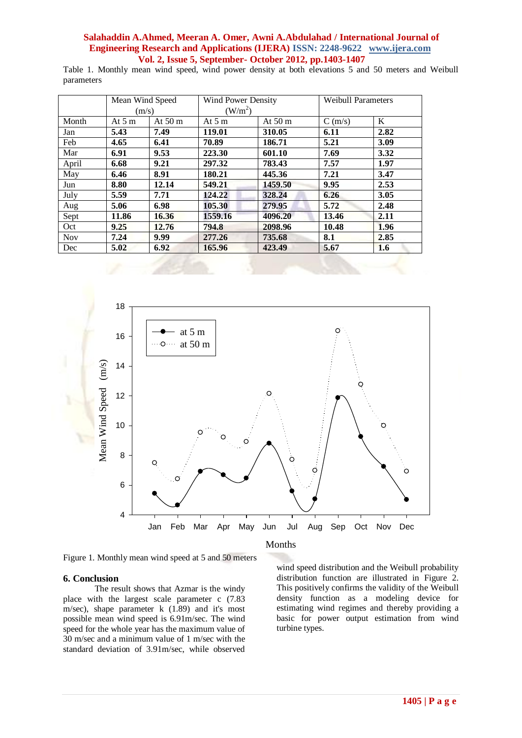Table 1. Monthly mean wind speed, wind power density at both elevations 5 and 50 meters and Weibull parameters

| | Mean Wind Speed (m/s) | | Wind Power Density ($W/m^2$) | | Weibull Parameters | |
|---|---|---|---|---|---|---|
| Month | At 5 m | At 50 m | At 5 m | At 50 m | C (m/s) | K |
| Jan | **5.43** | **7.49** | **119.01** | **310.05** | **6.11** | **2.82** |
| Feb | **4.65** | **6.41** | **70.89** | **186.71** | **5.21** | **3.09** |
| Mar | **6.91** | **9.53** | **223.30** | **601.10** | **7.69** | **3.32** |
| April | **6.68** | **9.21** | **297.32** | **783.43** | **7.57** | **1.97** |
| May | **6.46** | **8.91** | **180.21** | **445.36** | **7.21** | **3.47** |
| Jun | **8.80** | **12.14** | **549.21** | **1459.50** | **9.95** | **2.53** |
| July | **5.59** | **7.71** | **124.22** | **328.24** | **6.26** | **3.05** |
| Aug | **5.06** | **6.98** | **105.30** | **279.95** | **5.72** | **2.48** |
| Sept | **11.86** | **16.36** | **1559.16** | **4096.20** | **13.46** | **2.11** |
| Oct | **9.25** | **12.76** | **794.8** | **2098.96** | **10.48** | **1.96** |
| Nov | **7.24** | **9.99** | **277.26** | **735.68** | **8.1** | **2.85** |
| Dec | **5.02** | **6.92** | **165.96** | **423.49** | **5.67** | **1.6** |

Figure 1. Monthly mean wind speed at 5 and 50 meters

## 6. Conclusion

The result shows that Azmar is the windy place with the largest scale parameter c (7.83 m/sec), shape parameter k (1.89) and it's most possible mean wind speed is 6.91m/sec. The wind speed for the whole year has the maximum value of 30 m/sec and a minimum value of 1 m/sec with the standard deviation of 3.91m/sec, while observed wind speed distribution and the Weibull probability distribution function are illustrated in Figure 2. This positively confirms the validity of the Weibull density function as a modeling device for estimating wind regimes and thereby providing a basic for power output estimation from wind turbine types.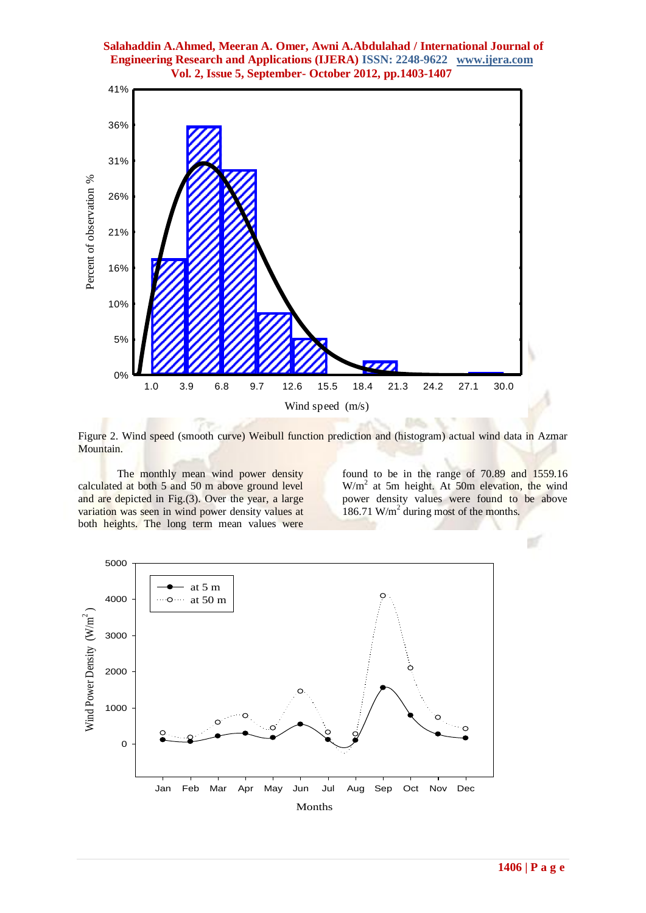Figure 2. Wind speed (smooth curve) Weibull function prediction and (histogram) actual wind data in Azmar Mountain.

The monthly mean wind power density calculated at both 5 and 50 m above ground level and are depicted in Fig.(3). Over the year, a large variation was seen in wind power density values at both heights. The long term mean values were found to be in the range of 70.89 and 1559.16 $W/m^2$ at 5m height. At 50m elevation, the wind power density values were found to be above 186.71 $W/m^2$ during most of the months.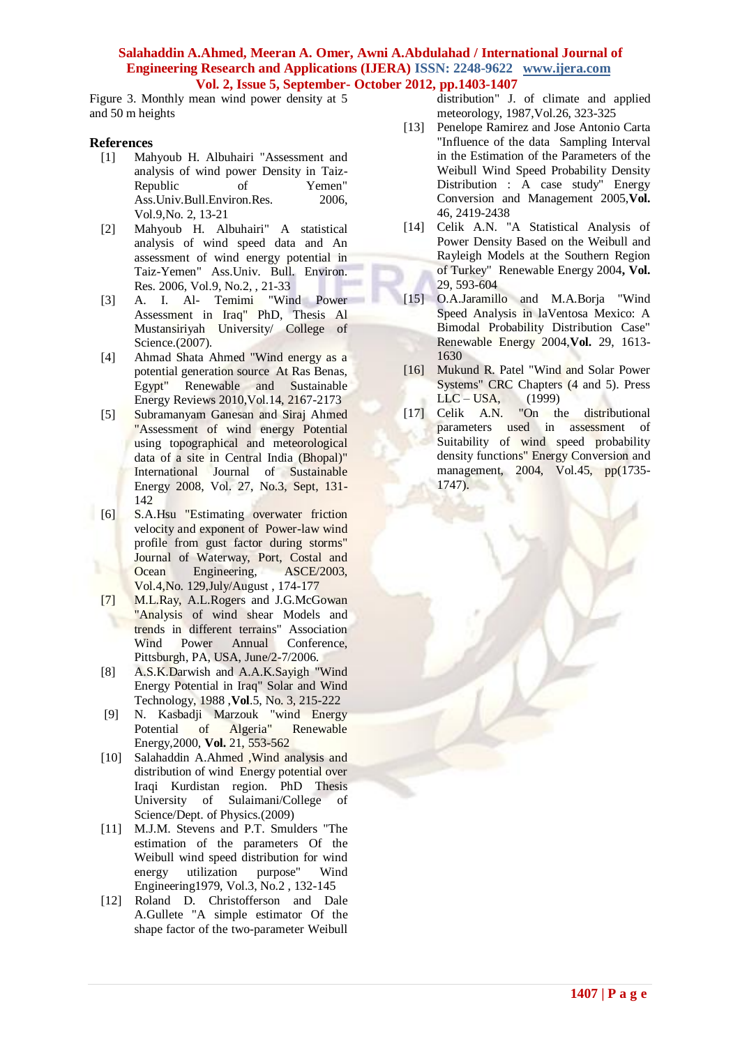Figure 3. Monthly mean wind power density at 5 and 50 m heights

## References

- [1] Mahyoub H. Albuhairi "Assessment and analysis of wind power Density in Taiz-Republic of Yemen" Ass.Univ.Bull.Environ.Res. 2006, Vol.9,No. 2, 13-21
- [2] Mahyoub H. Albuhairi" A statistical analysis of wind speed data and An assessment of wind energy potential in Taiz-Yemen" Ass.Univ. Bull. Environ. Res. 2006, Vol.9, No.2, , 21-33
- [3] A. I. Al- Temimi "Wind Power Assessment in Iraq" PhD, Thesis Al Mustansiriyah University/ College of Science.(2007).
- [4] Ahmad Shata Ahmed "Wind energy as a potential generation source At Ras Benas, Egypt" Renewable and Sustainable Energy Reviews 2010,Vol.14, 2167-2173
- [5] Subramanyam Ganesan and Siraj Ahmed "Assessment of wind energy Potential using topographical and meteorological data of a site in Central India (Bhopal)" International Journal of Sustainable Energy 2008, Vol. 27, No.3, Sept, 131-142
- [6] S.A.Hsu "Estimating overwater friction velocity and exponent of Power-law wind profile from gust factor during storms" Journal of Waterway, Port, Costal and Ocean Engineering, ASCE/2003, Vol.4,No. 129,July/August , 174-177
- [7] M.L.Ray, A.L.Rogers and J.G.McGowan "Analysis of wind shear Models and trends in different terrains" Association Wind Power Annual Conference, Pittsburgh, PA, USA, June/2-7/2006.
- [8] A.S.K.Darwish and A.A.K.Sayigh "Wind Energy Potential in Iraq" Solar and Wind Technology, 1988 ,**Vol**.5, No. 3, 215-222
- [9] N. Kasbadji Marzouk "wind Energy Potential of Algeria" Renewable Energy,2000, **Vol.** 21, 553-562
- [10] Salahaddin A.Ahmed ,Wind analysis and distribution of wind Energy potential over Iraqi Kurdistan region. PhD Thesis University of Sulaimani/College of Science/Dept. of Physics.(2009)
- [11] M.J.M. Stevens and P.T. Smulders "The estimation of the parameters Of the Weibull wind speed distribution for wind energy utilization purpose" Wind Engineering1979, Vol.3, No.2 , 132-145
- [12] Roland D. Christofferson and Dale A.Gullete "A simple estimator Of the shape factor of the two-parameter Weibull distribution" J. of climate and applied meteorology, 1987,Vol.26, 323-325
- [13] Penelope Ramirez and Jose Antonio Carta "Influence of the data Sampling Interval in the Estimation of the Parameters of the Weibull Wind Speed Probability Density Distribution : A case study" Energy Conversion and Management 2005,**Vol.** 46, 2419-2438
- [14] Celik A.N. "A Statistical Analysis of Power Density Based on the Weibull and Rayleigh Models at the Southern Region of Turkey" Renewable Energy 2004**, Vol.** 29, 593-604
- [15] O.A.Jaramillo and M.A.Borja "Wind Speed Analysis in laVentosa Mexico: A Bimodal Probability Distribution Case" Renewable Energy 2004,**Vol.** 29, 1613-1630
- [16] Mukund R. Patel "Wind and Solar Power Systems" CRC Chapters (4 and 5). Press LLC – USA, (1999)
- [17] Celik A.N. "On the distributional parameters used in assessment of Suitability of wind speed probability density functions" Energy Conversion and management, 2004, Vol.45, pp(1735-1747).